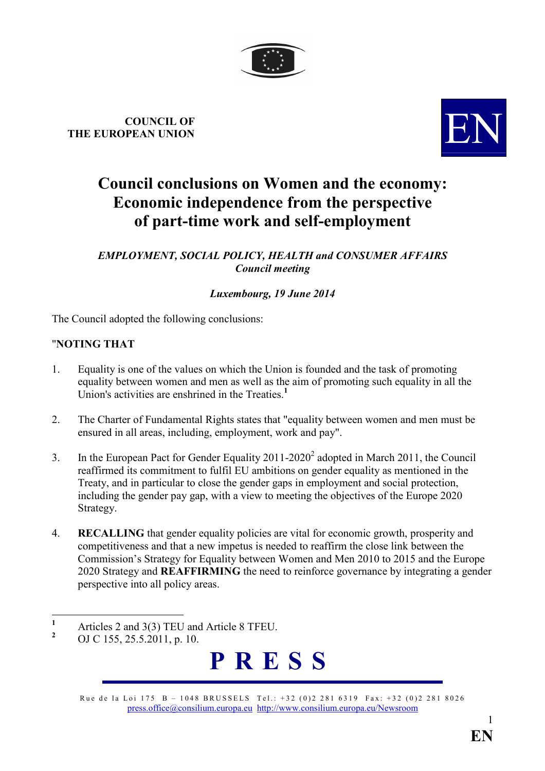**COUNCIL OF THE EUROPEAN UNION**

EN

# Council conclusions on Women and the economy: Economic independence from the perspective of part-time work and self-employment

***EMPLOYMENT, SOCIAL POLICY, HEALTH and CONSUMER AFFAIRS Council meeting***

***Luxembourg, 19 June 2014***

The Council adopted the following conclusions:

"**NOTING THAT**

1. Equality is one of the values on which the Union is founded and the task of promoting equality between women and men as well as the aim of promoting such equality in all the Union's activities are enshrined in the Treaties.[1]

2. The Charter of Fundamental Rights states that "equality between women and men must be ensured in all areas, including, employment, work and pay".

3. In the European Pact for Gender Equality 2011-2020[2] adopted in March 2011, the Council reaffirmed its commitment to fulfil EU ambitions on gender equality as mentioned in the Treaty, and in particular to close the gender gaps in employment and social protection, including the gender pay gap, with a view to meeting the objectives of the Europe 2020 Strategy.

4. **RECALLING** that gender equality policies are vital for economic growth, prosperity and competitiveness and that a new impetus is needed to reaffirm the close link between the Commission's Strategy for Equality between Women and Men 2010 to 2015 and the Europe 2020 Strategy and **REAFFIRMING** the need to reinforce governance by integrating a gender perspective into all policy areas.

---

[1] Articles 2 and 3(3) TEU and Article 8 TFEU.

[2] OJ C 155, 25.5.2011, p. 10.

**P R E S S**

Rue de la Loi 175 B – 1048 BRUSSELS Tel.: +32 (0)2 281 6319 Fax: +32 (0)2 281 8026
press.office@consilium.europa.eu http://www.consilium.europa.eu/Newsroom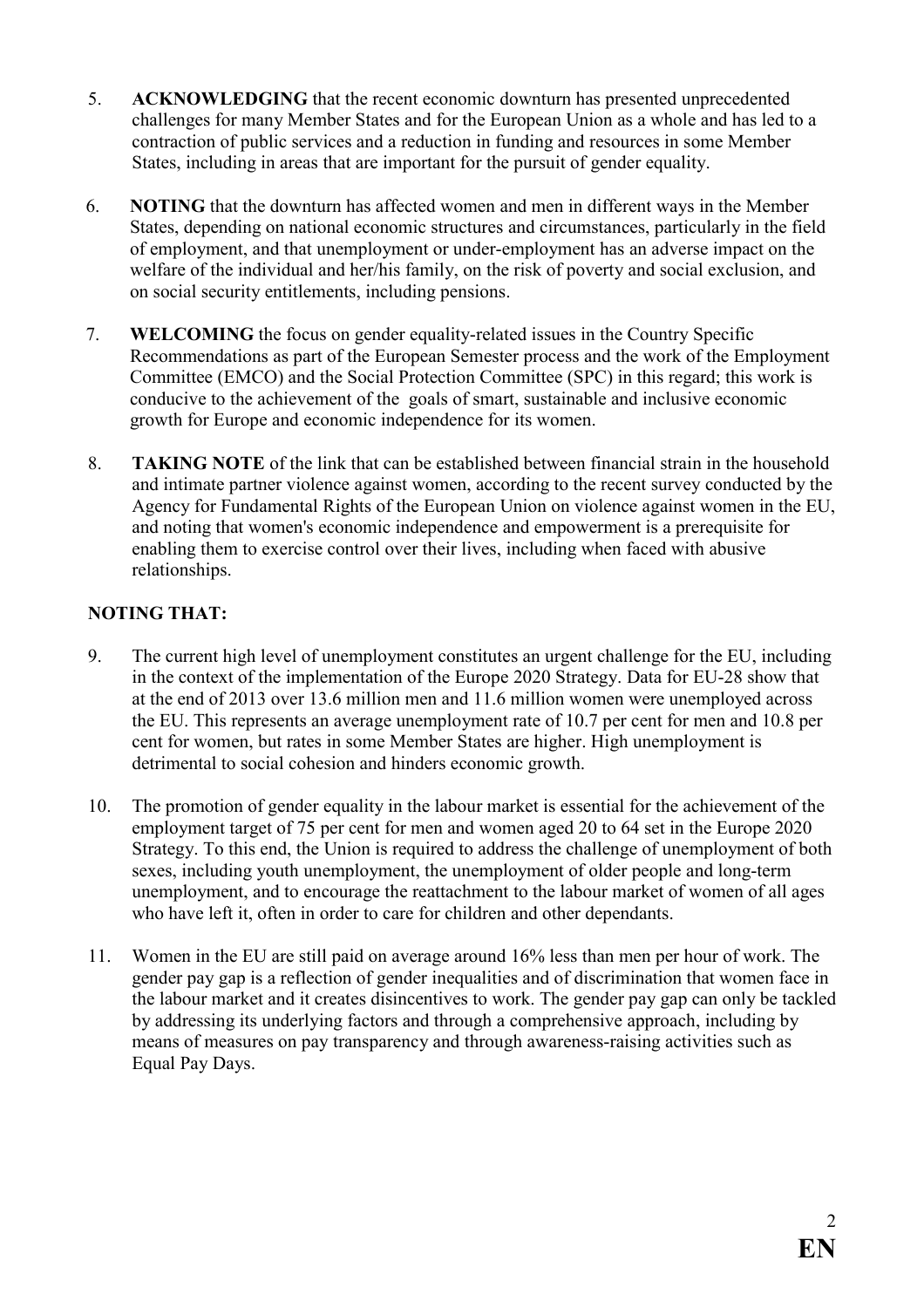5. **ACKNOWLEDGING** that the recent economic downturn has presented unprecedented challenges for many Member States and for the European Union as a whole and has led to a contraction of public services and a reduction in funding and resources in some Member States, including in areas that are important for the pursuit of gender equality.

6. **NOTING** that the downturn has affected women and men in different ways in the Member States, depending on national economic structures and circumstances, particularly in the field of employment, and that unemployment or under-employment has an adverse impact on the welfare of the individual and her/his family, on the risk of poverty and social exclusion, and on social security entitlements, including pensions.

7. **WELCOMING** the focus on gender equality-related issues in the Country Specific Recommendations as part of the European Semester process and the work of the Employment Committee (EMCO) and the Social Protection Committee (SPC) in this regard; this work is conducive to the achievement of the goals of smart, sustainable and inclusive economic growth for Europe and economic independence for its women.

8. **TAKING NOTE** of the link that can be established between financial strain in the household and intimate partner violence against women, according to the recent survey conducted by the Agency for Fundamental Rights of the European Union on violence against women in the EU, and noting that women's economic independence and empowerment is a prerequisite for enabling them to exercise control over their lives, including when faced with abusive relationships.

**NOTING THAT:**

9. The current high level of unemployment constitutes an urgent challenge for the EU, including in the context of the implementation of the Europe 2020 Strategy. Data for EU-28 show that at the end of 2013 over 13.6 million men and 11.6 million women were unemployed across the EU. This represents an average unemployment rate of 10.7 per cent for men and 10.8 per cent for women, but rates in some Member States are higher. High unemployment is detrimental to social cohesion and hinders economic growth.

10. The promotion of gender equality in the labour market is essential for the achievement of the employment target of 75 per cent for men and women aged 20 to 64 set in the Europe 2020 Strategy. To this end, the Union is required to address the challenge of unemployment of both sexes, including youth unemployment, the unemployment of older people and long-term unemployment, and to encourage the reattachment to the labour market of women of all ages who have left it, often in order to care for children and other dependants.

11. Women in the EU are still paid on average around 16% less than men per hour of work. The gender pay gap is a reflection of gender inequalities and of discrimination that women face in the labour market and it creates disincentives to work. The gender pay gap can only be tackled by addressing its underlying factors and through a comprehensive approach, including by means of measures on pay transparency and through awareness-raising activities such as Equal Pay Days.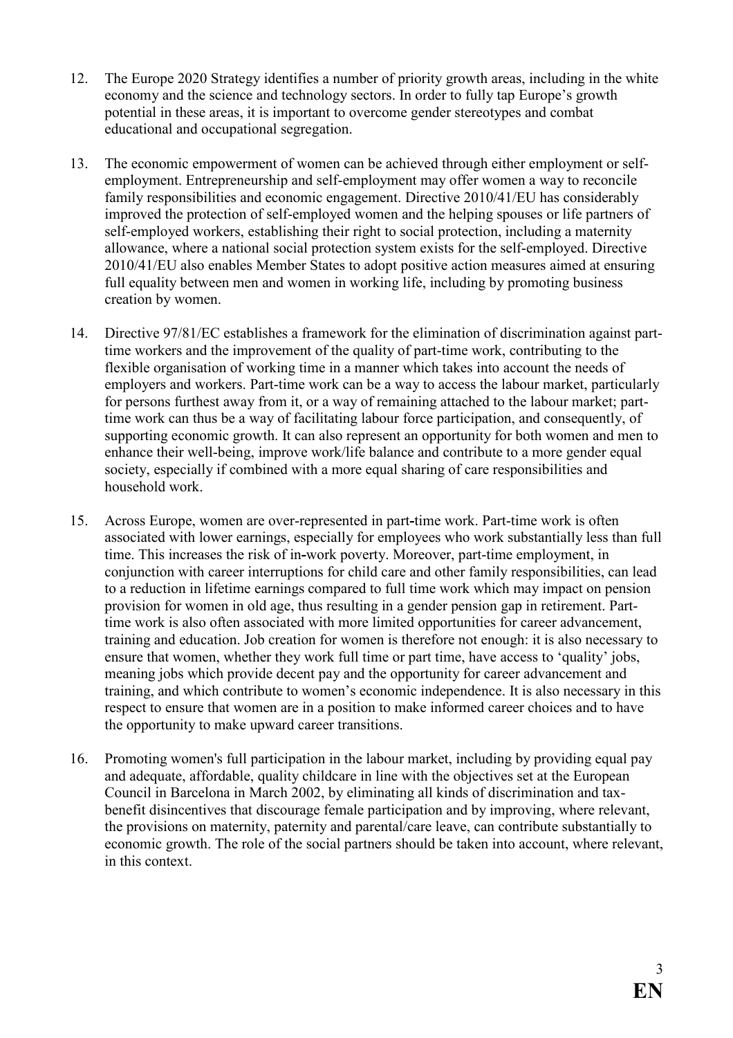12. The Europe 2020 Strategy identifies a number of priority growth areas, including in the white economy and the science and technology sectors. In order to fully tap Europe's growth potential in these areas, it is important to overcome gender stereotypes and combat educational and occupational segregation.

13. The economic empowerment of women can be achieved through either employment or self-employment. Entrepreneurship and self-employment may offer women a way to reconcile family responsibilities and economic engagement. Directive 2010/41/EU has considerably improved the protection of self-employed women and the helping spouses or life partners of self-employed workers, establishing their right to social protection, including a maternity allowance, where a national social protection system exists for the self-employed. Directive 2010/41/EU also enables Member States to adopt positive action measures aimed at ensuring full equality between men and women in working life, including by promoting business creation by women.

14. Directive 97/81/EC establishes a framework for the elimination of discrimination against part-time workers and the improvement of the quality of part-time work, contributing to the flexible organisation of working time in a manner which takes into account the needs of employers and workers. Part-time work can be a way to access the labour market, particularly for persons furthest away from it, or a way of remaining attached to the labour market; part-time work can thus be a way of facilitating labour force participation, and consequently, of supporting economic growth. It can also represent an opportunity for both women and men to enhance their well-being, improve work/life balance and contribute to a more gender equal society, especially if combined with a more equal sharing of care responsibilities and household work.

15. Across Europe, women are over-represented in part-time work. Part-time work is often associated with lower earnings, especially for employees who work substantially less than full time. This increases the risk of in-work poverty. Moreover, part-time employment, in conjunction with career interruptions for child care and other family responsibilities, can lead to a reduction in lifetime earnings compared to full time work which may impact on pension provision for women in old age, thus resulting in a gender pension gap in retirement. Part-time work is also often associated with more limited opportunities for career advancement, training and education. Job creation for women is therefore not enough: it is also necessary to ensure that women, whether they work full time or part time, have access to 'quality' jobs, meaning jobs which provide decent pay and the opportunity for career advancement and training, and which contribute to women's economic independence. It is also necessary in this respect to ensure that women are in a position to make informed career choices and to have the opportunity to make upward career transitions.

16. Promoting women's full participation in the labour market, including by providing equal pay and adequate, affordable, quality childcare in line with the objectives set at the European Council in Barcelona in March 2002, by eliminating all kinds of discrimination and tax-benefit disincentives that discourage female participation and by improving, where relevant, the provisions on maternity, paternity and parental/care leave, can contribute substantially to economic growth. The role of the social partners should be taken into account, where relevant, in this context.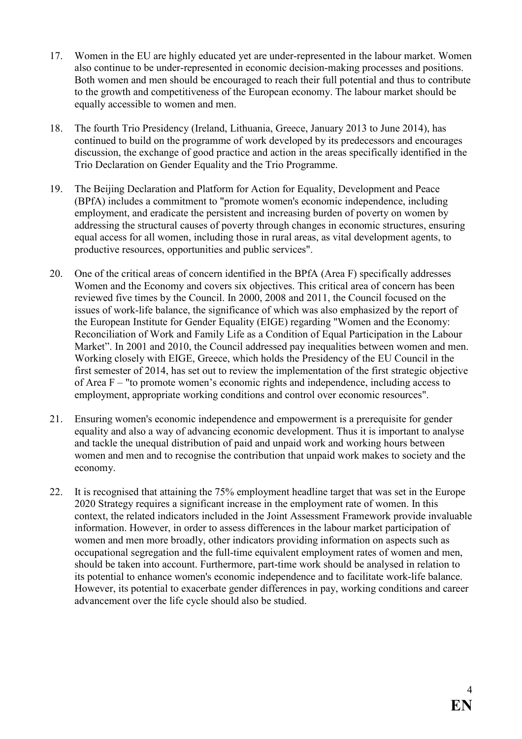17. Women in the EU are highly educated yet are under-represented in the labour market. Women also continue to be under-represented in economic decision-making processes and positions. Both women and men should be encouraged to reach their full potential and thus to contribute to the growth and competitiveness of the European economy. The labour market should be equally accessible to women and men.

18. The fourth Trio Presidency (Ireland, Lithuania, Greece, January 2013 to June 2014), has continued to build on the programme of work developed by its predecessors and encourages discussion, the exchange of good practice and action in the areas specifically identified in the Trio Declaration on Gender Equality and the Trio Programme.

19. The Beijing Declaration and Platform for Action for Equality, Development and Peace (BPfA) includes a commitment to "promote women's economic independence, including employment, and eradicate the persistent and increasing burden of poverty on women by addressing the structural causes of poverty through changes in economic structures, ensuring equal access for all women, including those in rural areas, as vital development agents, to productive resources, opportunities and public services".

20. One of the critical areas of concern identified in the BPfA (Area F) specifically addresses Women and the Economy and covers six objectives. This critical area of concern has been reviewed five times by the Council. In 2000, 2008 and 2011, the Council focused on the issues of work-life balance, the significance of which was also emphasized by the report of the European Institute for Gender Equality (EIGE) regarding "Women and the Economy: Reconciliation of Work and Family Life as a Condition of Equal Participation in the Labour Market". In 2001 and 2010, the Council addressed pay inequalities between women and men. Working closely with EIGE, Greece, which holds the Presidency of the EU Council in the first semester of 2014, has set out to review the implementation of the first strategic objective of Area F – "to promote women's economic rights and independence, including access to employment, appropriate working conditions and control over economic resources".

21. Ensuring women's economic independence and empowerment is a prerequisite for gender equality and also a way of advancing economic development. Thus it is important to analyse and tackle the unequal distribution of paid and unpaid work and working hours between women and men and to recognise the contribution that unpaid work makes to society and the economy.

22. It is recognised that attaining the 75% employment headline target that was set in the Europe 2020 Strategy requires a significant increase in the employment rate of women. In this context, the related indicators included in the Joint Assessment Framework provide invaluable information. However, in order to assess differences in the labour market participation of women and men more broadly, other indicators providing information on aspects such as occupational segregation and the full-time equivalent employment rates of women and men, should be taken into account. Furthermore, part-time work should be analysed in relation to its potential to enhance women's economic independence and to facilitate work-life balance. However, its potential to exacerbate gender differences in pay, working conditions and career advancement over the life cycle should also be studied.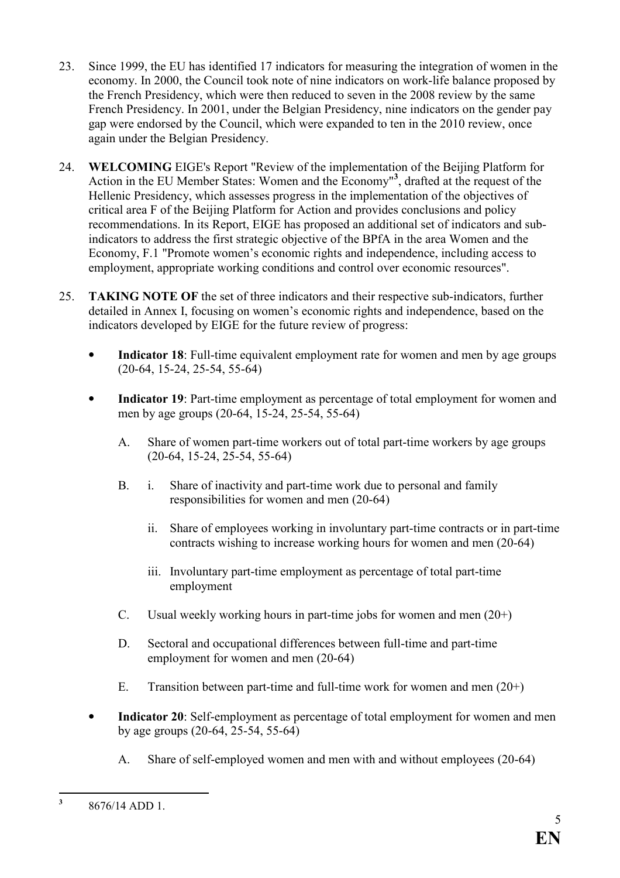23. Since 1999, the EU has identified 17 indicators for measuring the integration of women in the economy. In 2000, the Council took note of nine indicators on work-life balance proposed by the French Presidency, which were then reduced to seven in the 2008 review by the same French Presidency. In 2001, under the Belgian Presidency, nine indicators on the gender pay gap were endorsed by the Council, which were expanded to ten in the 2010 review, once again under the Belgian Presidency.

24. **WELCOMING** EIGE's Report "Review of the implementation of the Beijing Platform for Action in the EU Member States: Women and the Economy"[3], drafted at the request of the Hellenic Presidency, which assesses progress in the implementation of the objectives of critical area F of the Beijing Platform for Action and provides conclusions and policy recommendations. In its Report, EIGE has proposed an additional set of indicators and sub-indicators to address the first strategic objective of the BPfA in the area Women and the Economy, F.1 "Promote women's economic rights and independence, including access to employment, appropriate working conditions and control over economic resources".

25. **TAKING NOTE OF** the set of three indicators and their respective sub-indicators, further detailed in Annex I, focusing on women's economic rights and independence, based on the indicators developed by EIGE for the future review of progress:

- **Indicator 18**: Full-time equivalent employment rate for women and men by age groups (20-64, 15-24, 25-54, 55-64)

- **Indicator 19**: Part-time employment as percentage of total employment for women and men by age groups (20-64, 15-24, 25-54, 55-64)

  A. Share of women part-time workers out of total part-time workers by age groups (20-64, 15-24, 25-54, 55-64)

  B. i. Share of inactivity and part-time work due to personal and family responsibilities for women and men (20-64)

     ii. Share of employees working in involuntary part-time contracts or in part-time contracts wishing to increase working hours for women and men (20-64)

     iii. Involuntary part-time employment as percentage of total part-time employment

  C. Usual weekly working hours in part-time jobs for women and men (20+)

  D. Sectoral and occupational differences between full-time and part-time employment for women and men (20-64)

  E. Transition between part-time and full-time work for women and men (20+)

- **Indicator 20**: Self-employment as percentage of total employment for women and men by age groups (20-64, 25-54, 55-64)

  A. Share of self-employed women and men with and without employees (20-64)

---

[3] 8676/14 ADD 1.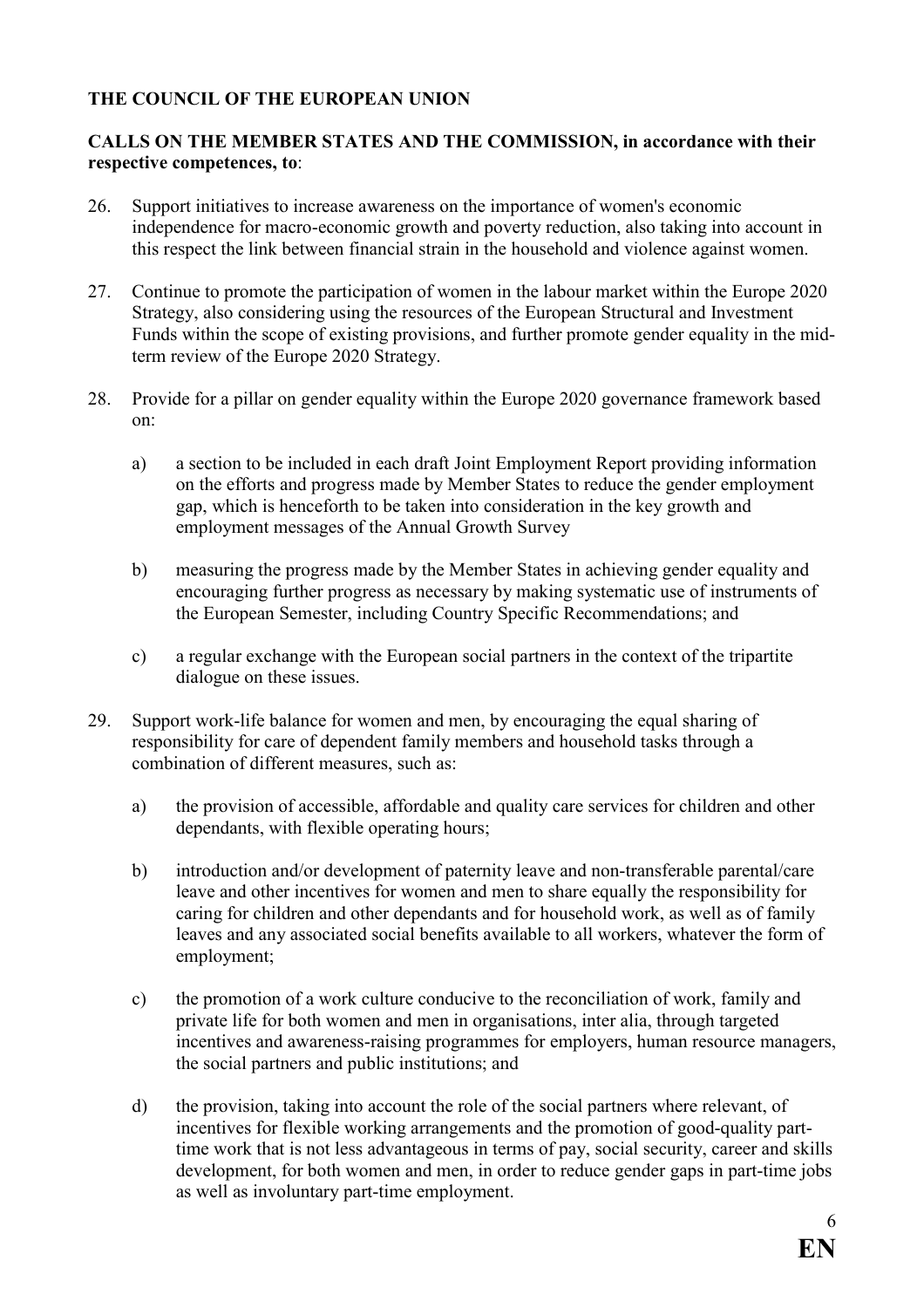**THE COUNCIL OF THE EUROPEAN UNION**

**CALLS ON THE MEMBER STATES AND THE COMMISSION, in accordance with their respective competences, to**:

26. Support initiatives to increase awareness on the importance of women's economic independence for macro-economic growth and poverty reduction, also taking into account in this respect the link between financial strain in the household and violence against women.

27. Continue to promote the participation of women in the labour market within the Europe 2020 Strategy, also considering using the resources of the European Structural and Investment Funds within the scope of existing provisions, and further promote gender equality in the mid-term review of the Europe 2020 Strategy.

28. Provide for a pillar on gender equality within the Europe 2020 governance framework based on:

    a) a section to be included in each draft Joint Employment Report providing information on the efforts and progress made by Member States to reduce the gender employment gap, which is henceforth to be taken into consideration in the key growth and employment messages of the Annual Growth Survey

    b) measuring the progress made by the Member States in achieving gender equality and encouraging further progress as necessary by making systematic use of instruments of the European Semester, including Country Specific Recommendations; and

    c) a regular exchange with the European social partners in the context of the tripartite dialogue on these issues.

29. Support work-life balance for women and men, by encouraging the equal sharing of responsibility for care of dependent family members and household tasks through a combination of different measures, such as:

    a) the provision of accessible, affordable and quality care services for children and other dependants, with flexible operating hours;

    b) introduction and/or development of paternity leave and non-transferable parental/care leave and other incentives for women and men to share equally the responsibility for caring for children and other dependants and for household work, as well as of family leaves and any associated social benefits available to all workers, whatever the form of employment;

    c) the promotion of a work culture conducive to the reconciliation of work, family and private life for both women and men in organisations, inter alia, through targeted incentives and awareness-raising programmes for employers, human resource managers, the social partners and public institutions; and

    d) the provision, taking into account the role of the social partners where relevant, of incentives for flexible working arrangements and the promotion of good-quality part-time work that is not less advantageous in terms of pay, social security, career and skills development, for both women and men, in order to reduce gender gaps in part-time jobs as well as involuntary part-time employment.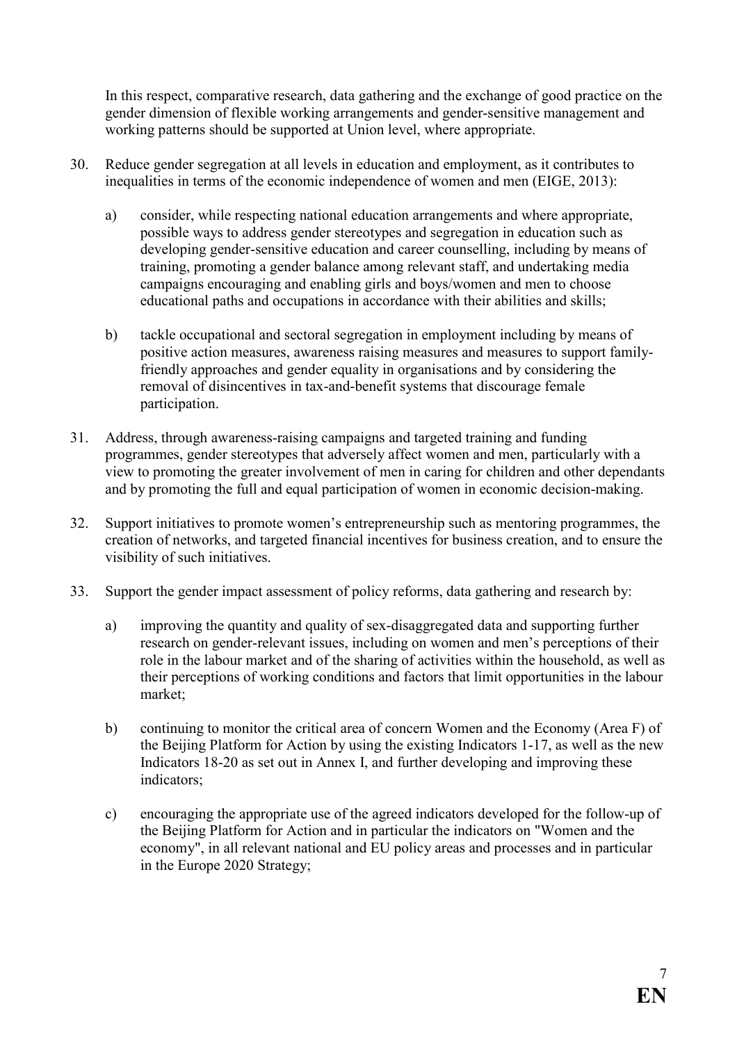In this respect, comparative research, data gathering and the exchange of good practice on the gender dimension of flexible working arrangements and gender-sensitive management and working patterns should be supported at Union level, where appropriate.

30. Reduce gender segregation at all levels in education and employment, as it contributes to inequalities in terms of the economic independence of women and men (EIGE, 2013):

    a) consider, while respecting national education arrangements and where appropriate, possible ways to address gender stereotypes and segregation in education such as developing gender-sensitive education and career counselling, including by means of training, promoting a gender balance among relevant staff, and undertaking media campaigns encouraging and enabling girls and boys/women and men to choose educational paths and occupations in accordance with their abilities and skills;

    b) tackle occupational and sectoral segregation in employment including by means of positive action measures, awareness raising measures and measures to support family-friendly approaches and gender equality in organisations and by considering the removal of disincentives in tax-and-benefit systems that discourage female participation.

31. Address, through awareness-raising campaigns and targeted training and funding programmes, gender stereotypes that adversely affect women and men, particularly with a view to promoting the greater involvement of men in caring for children and other dependants and by promoting the full and equal participation of women in economic decision-making.

32. Support initiatives to promote women's entrepreneurship such as mentoring programmes, the creation of networks, and targeted financial incentives for business creation, and to ensure the visibility of such initiatives.

33. Support the gender impact assessment of policy reforms, data gathering and research by:

    a) improving the quantity and quality of sex-disaggregated data and supporting further research on gender-relevant issues, including on women and men's perceptions of their role in the labour market and of the sharing of activities within the household, as well as their perceptions of working conditions and factors that limit opportunities in the labour market;

    b) continuing to monitor the critical area of concern Women and the Economy (Area F) of the Beijing Platform for Action by using the existing Indicators 1-17, as well as the new Indicators 18-20 as set out in Annex I, and further developing and improving these indicators;

    c) encouraging the appropriate use of the agreed indicators developed for the follow-up of the Beijing Platform for Action and in particular the indicators on "Women and the economy", in all relevant national and EU policy areas and processes and in particular in the Europe 2020 Strategy;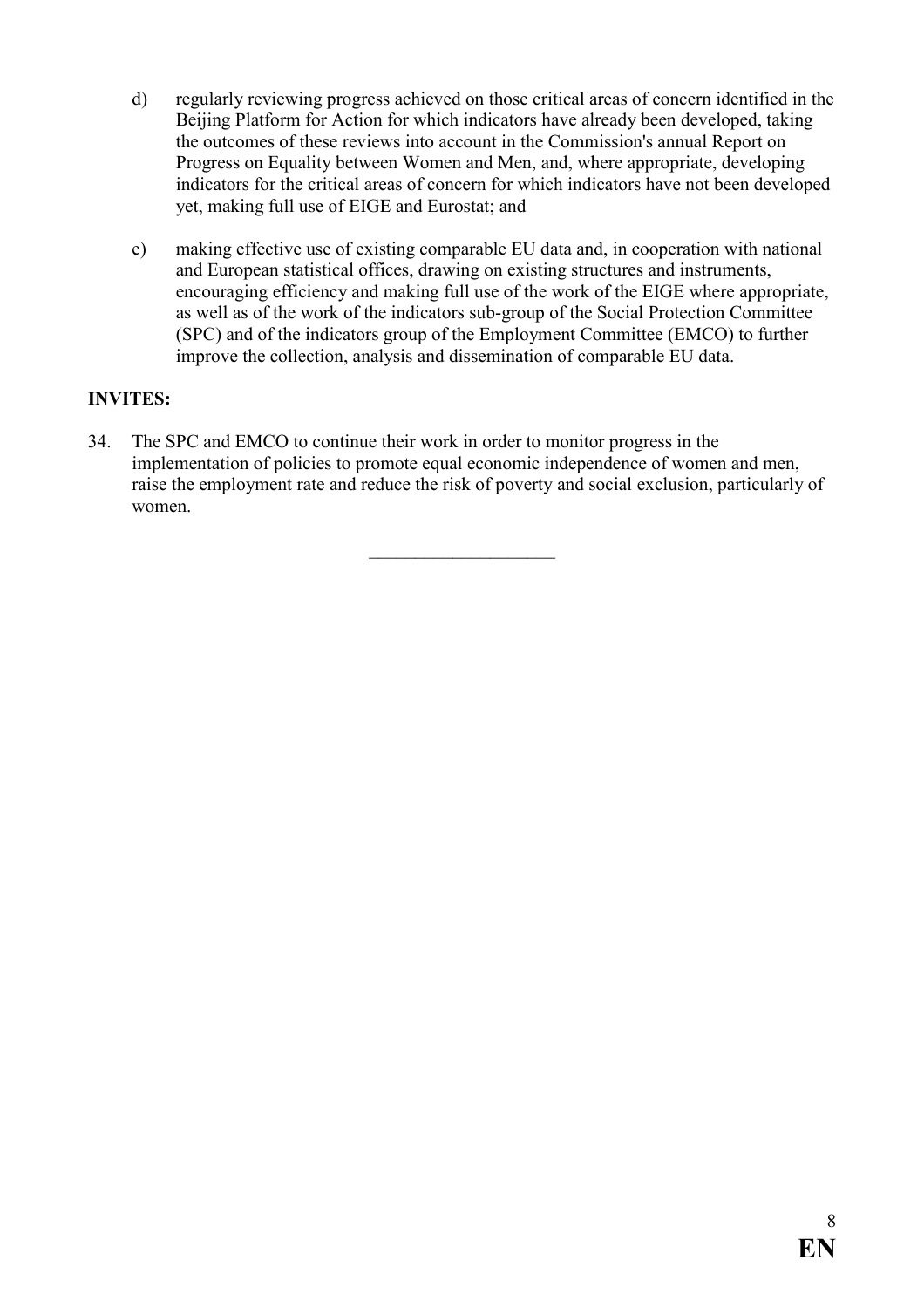d) regularly reviewing progress achieved on those critical areas of concern identified in the Beijing Platform for Action for which indicators have already been developed, taking the outcomes of these reviews into account in the Commission's annual Report on Progress on Equality between Women and Men, and, where appropriate, developing indicators for the critical areas of concern for which indicators have not been developed yet, making full use of EIGE and Eurostat; and

e) making effective use of existing comparable EU data and, in cooperation with national and European statistical offices, drawing on existing structures and instruments, encouraging efficiency and making full use of the work of the EIGE where appropriate, as well as of the work of the indicators sub-group of the Social Protection Committee (SPC) and of the indicators group of the Employment Committee (EMCO) to further improve the collection, analysis and dissemination of comparable EU data.

**INVITES:**

34. The SPC and EMCO to continue their work in order to monitor progress in the implementation of policies to promote equal economic independence of women and men, raise the employment rate and reduce the risk of poverty and social exclusion, particularly of women.

---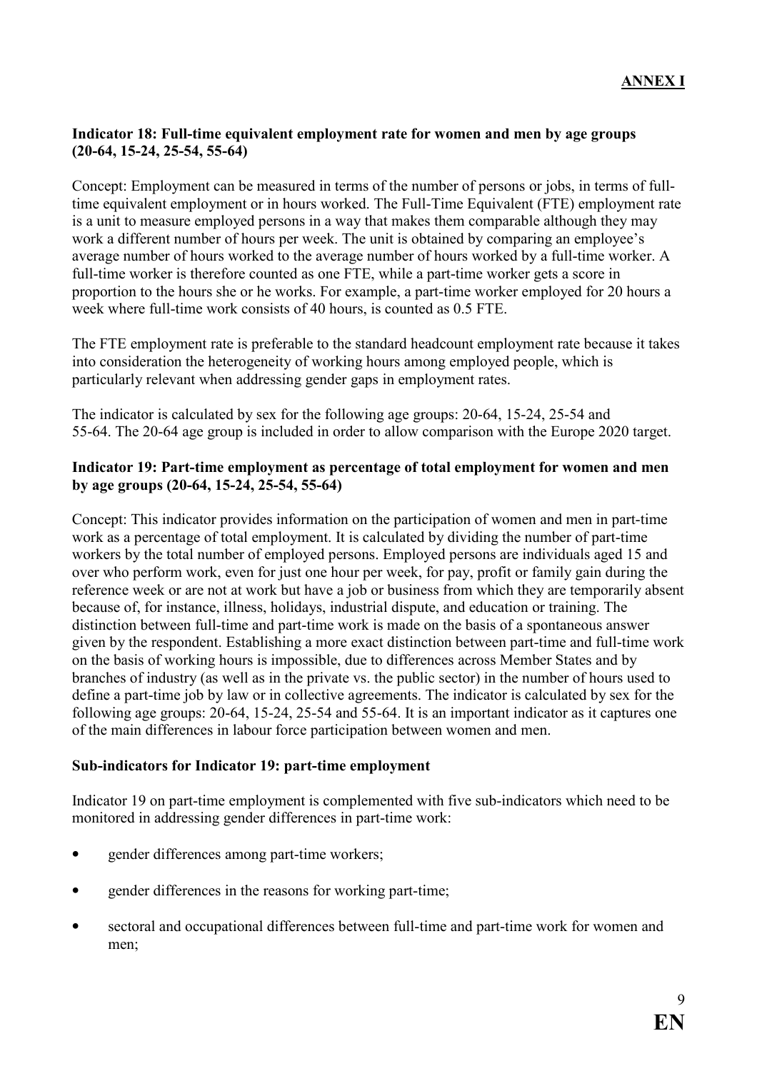**ANNEX I**

**Indicator 18: Full-time equivalent employment rate for women and men by age groups (20-64, 15-24, 25-54, 55-64)**

Concept: Employment can be measured in terms of the number of persons or jobs, in terms of full-time equivalent employment or in hours worked. The Full-Time Equivalent (FTE) employment rate is a unit to measure employed persons in a way that makes them comparable although they may work a different number of hours per week. The unit is obtained by comparing an employee's average number of hours worked to the average number of hours worked by a full-time worker. A full-time worker is therefore counted as one FTE, while a part-time worker gets a score in proportion to the hours she or he works. For example, a part-time worker employed for 20 hours a week where full-time work consists of 40 hours, is counted as 0.5 FTE.

The FTE employment rate is preferable to the standard headcount employment rate because it takes into consideration the heterogeneity of working hours among employed people, which is particularly relevant when addressing gender gaps in employment rates.

The indicator is calculated by sex for the following age groups: 20-64, 15-24, 25-54 and 55-64. The 20-64 age group is included in order to allow comparison with the Europe 2020 target.

**Indicator 19: Part-time employment as percentage of total employment for women and men by age groups (20-64, 15-24, 25-54, 55-64)**

Concept: This indicator provides information on the participation of women and men in part-time work as a percentage of total employment. It is calculated by dividing the number of part-time workers by the total number of employed persons. Employed persons are individuals aged 15 and over who perform work, even for just one hour per week, for pay, profit or family gain during the reference week or are not at work but have a job or business from which they are temporarily absent because of, for instance, illness, holidays, industrial dispute, and education or training. The distinction between full-time and part-time work is made on the basis of a spontaneous answer given by the respondent. Establishing a more exact distinction between part-time and full-time work on the basis of working hours is impossible, due to differences across Member States and by branches of industry (as well as in the private vs. the public sector) in the number of hours used to define a part-time job by law or in collective agreements. The indicator is calculated by sex for the following age groups: 20-64, 15-24, 25-54 and 55-64. It is an important indicator as it captures one of the main differences in labour force participation between women and men.

**Sub-indicators for Indicator 19: part-time employment**

Indicator 19 on part-time employment is complemented with five sub-indicators which need to be monitored in addressing gender differences in part-time work:

- gender differences among part-time workers;
- gender differences in the reasons for working part-time;
- sectoral and occupational differences between full-time and part-time work for women and men;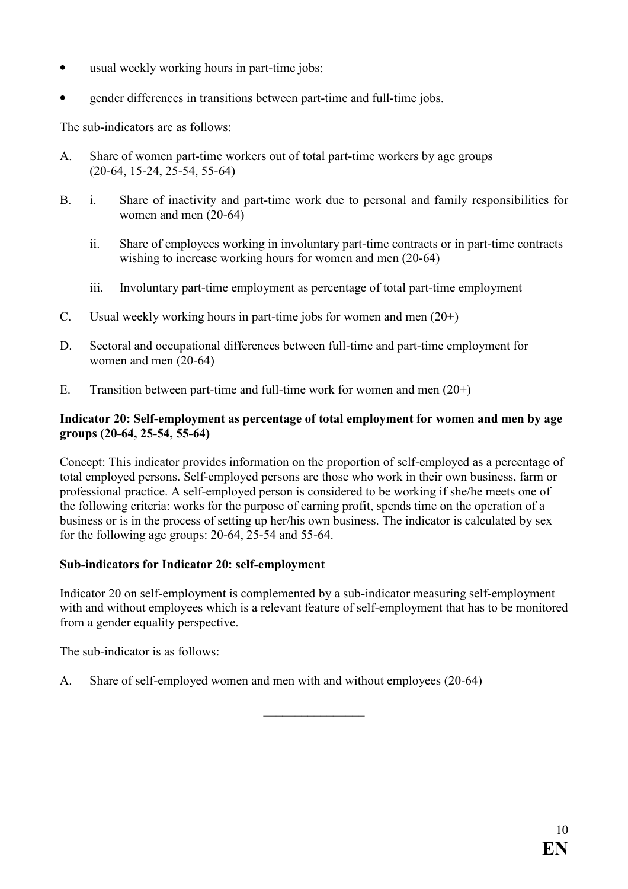- usual weekly working hours in part-time jobs;
- gender differences in transitions between part-time and full-time jobs.

The sub-indicators are as follows:

A. Share of women part-time workers out of total part-time workers by age groups (20-64, 15-24, 25-54, 55-64)

B. i. Share of inactivity and part-time work due to personal and family responsibilities for women and men (20-64)

   ii. Share of employees working in involuntary part-time contracts or in part-time contracts wishing to increase working hours for women and men (20-64)

   iii. Involuntary part-time employment as percentage of total part-time employment

C. Usual weekly working hours in part-time jobs for women and men (20+)

D. Sectoral and occupational differences between full-time and part-time employment for women and men (20-64)

E. Transition between part-time and full-time work for women and men (20+)

**Indicator 20: Self-employment as percentage of total employment for women and men by age groups (20-64, 25-54, 55-64)**

Concept: This indicator provides information on the proportion of self-employed as a percentage of total employed persons. Self-employed persons are those who work in their own business, farm or professional practice. A self-employed person is considered to be working if she/he meets one of the following criteria: works for the purpose of earning profit, spends time on the operation of a business or is in the process of setting up her/his own business. The indicator is calculated by sex for the following age groups: 20-64, 25-54 and 55-64.

**Sub-indicators for Indicator 20: self-employment**

Indicator 20 on self-employment is complemented by a sub-indicator measuring self-employment with and without employees which is a relevant feature of self-employment that has to be monitored from a gender equality perspective.

The sub-indicator is as follows:

A. Share of self-employed women and men with and without employees (20-64)

________________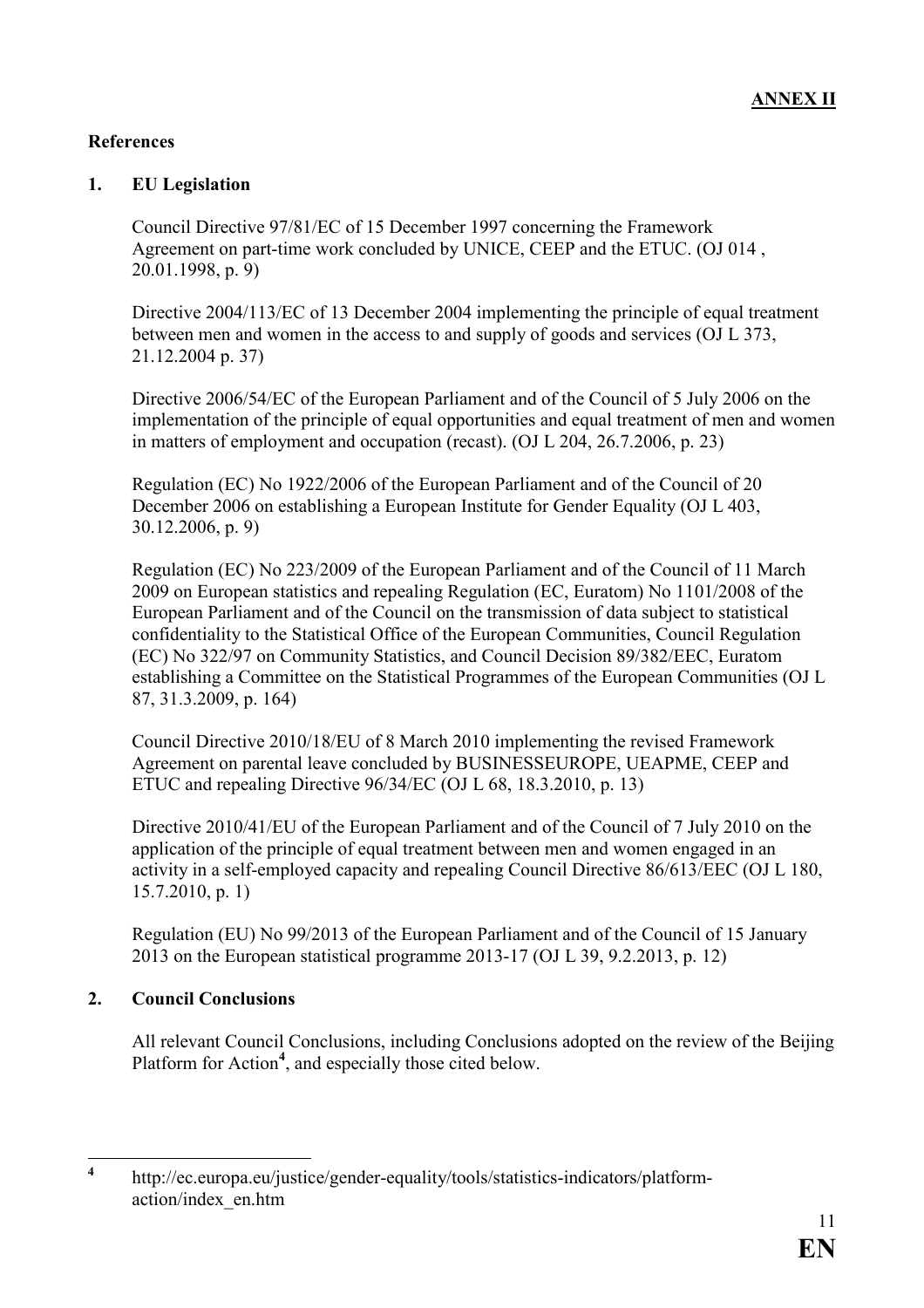**ANNEX II**

**References**

## 1. EU Legislation

Council Directive 97/81/EC of 15 December 1997 concerning the Framework Agreement on part-time work concluded by UNICE, CEEP and the ETUC. (OJ 014 , 20.01.1998, p. 9)

Directive 2004/113/EC of 13 December 2004 implementing the principle of equal treatment between men and women in the access to and supply of goods and services (OJ L 373, 21.12.2004 p. 37)

Directive 2006/54/EC of the European Parliament and of the Council of 5 July 2006 on the implementation of the principle of equal opportunities and equal treatment of men and women in matters of employment and occupation (recast). (OJ L 204, 26.7.2006, p. 23)

Regulation (EC) No 1922/2006 of the European Parliament and of the Council of 20 December 2006 on establishing a European Institute for Gender Equality (OJ L 403, 30.12.2006, p. 9)

Regulation (EC) No 223/2009 of the European Parliament and of the Council of 11 March 2009 on European statistics and repealing Regulation (EC, Euratom) No 1101/2008 of the European Parliament and of the Council on the transmission of data subject to statistical confidentiality to the Statistical Office of the European Communities, Council Regulation (EC) No 322/97 on Community Statistics, and Council Decision 89/382/EEC, Euratom establishing a Committee on the Statistical Programmes of the European Communities (OJ L 87, 31.3.2009, p. 164)

Council Directive 2010/18/EU of 8 March 2010 implementing the revised Framework Agreement on parental leave concluded by BUSINESSEUROPE, UEAPME, CEEP and ETUC and repealing Directive 96/34/EC (OJ L 68, 18.3.2010, p. 13)

Directive 2010/41/EU of the European Parliament and of the Council of 7 July 2010 on the application of the principle of equal treatment between men and women engaged in an activity in a self-employed capacity and repealing Council Directive 86/613/EEC (OJ L 180, 15.7.2010, p. 1)

Regulation (EU) No 99/2013 of the European Parliament and of the Council of 15 January 2013 on the European statistical programme 2013-17 (OJ L 39, 9.2.2013, p. 12)

## 2. Council Conclusions

All relevant Council Conclusions, including Conclusions adopted on the review of the Beijing Platform for Action[4], and especially those cited below.

---

[4] http://ec.europa.eu/justice/gender-equality/tools/statistics-indicators/platform-action/index_en.htm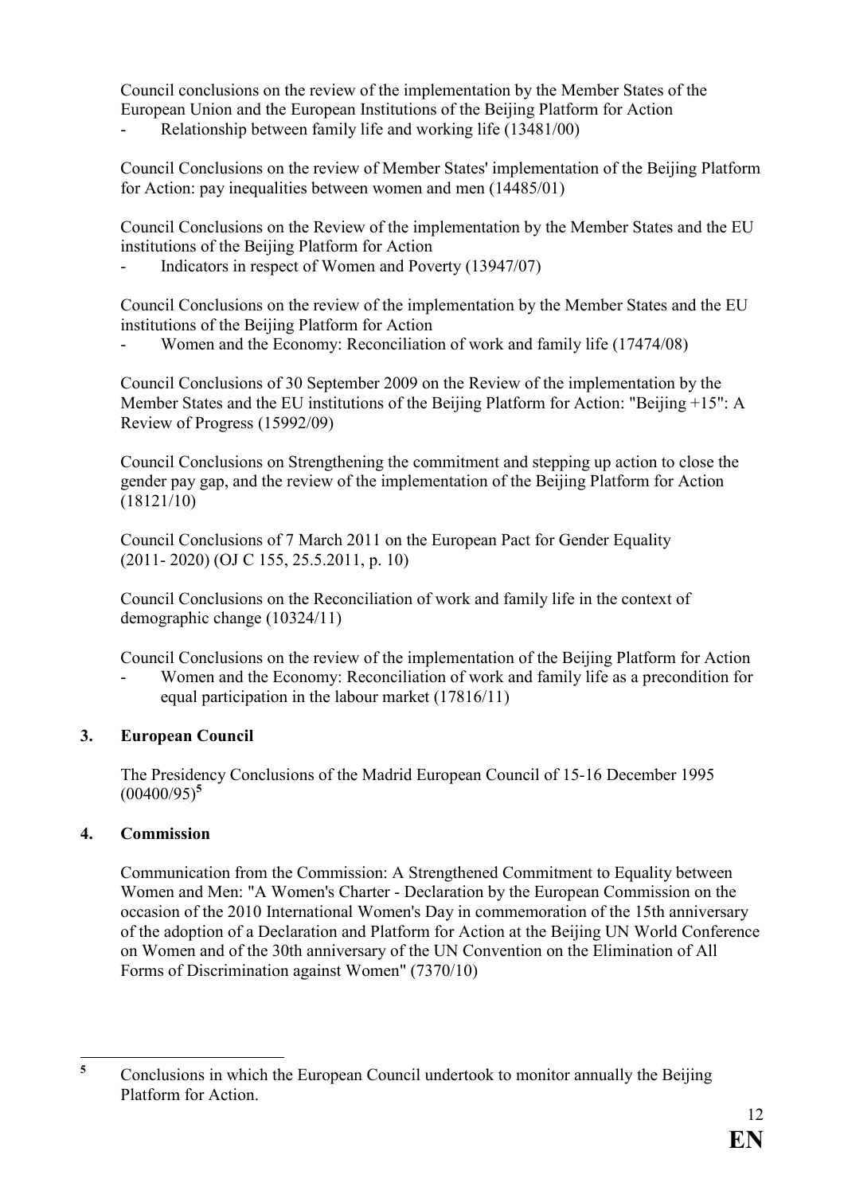Council conclusions on the review of the implementation by the Member States of the European Union and the European Institutions of the Beijing Platform for Action

- Relationship between family life and working life (13481/00)

Council Conclusions on the review of Member States' implementation of the Beijing Platform for Action: pay inequalities between women and men (14485/01)

Council Conclusions on the Review of the implementation by the Member States and the EU institutions of the Beijing Platform for Action

- Indicators in respect of Women and Poverty (13947/07)

Council Conclusions on the review of the implementation by the Member States and the EU institutions of the Beijing Platform for Action

- Women and the Economy: Reconciliation of work and family life (17474/08)

Council Conclusions of 30 September 2009 on the Review of the implementation by the Member States and the EU institutions of the Beijing Platform for Action: "Beijing +15": A Review of Progress (15992/09)

Council Conclusions on Strengthening the commitment and stepping up action to close the gender pay gap, and the review of the implementation of the Beijing Platform for Action (18121/10)

Council Conclusions of 7 March 2011 on the European Pact for Gender Equality (2011- 2020) (OJ C 155, 25.5.2011, p. 10)

Council Conclusions on the Reconciliation of work and family life in the context of demographic change (10324/11)

Council Conclusions on the review of the implementation of the Beijing Platform for Action

- Women and the Economy: Reconciliation of work and family life as a precondition for equal participation in the labour market (17816/11)

## 3. European Council

The Presidency Conclusions of the Madrid European Council of 15-16 December 1995 (00400/95)[5]

## 4. Commission

Communication from the Commission: A Strengthened Commitment to Equality between Women and Men: "A Women's Charter - Declaration by the European Commission on the occasion of the 2010 International Women's Day in commemoration of the 15th anniversary of the adoption of a Declaration and Platform for Action at the Beijing UN World Conference on Women and of the 30th anniversary of the UN Convention on the Elimination of All Forms of Discrimination against Women" (7370/10)

---

[5] Conclusions in which the European Council undertook to monitor annually the Beijing Platform for Action.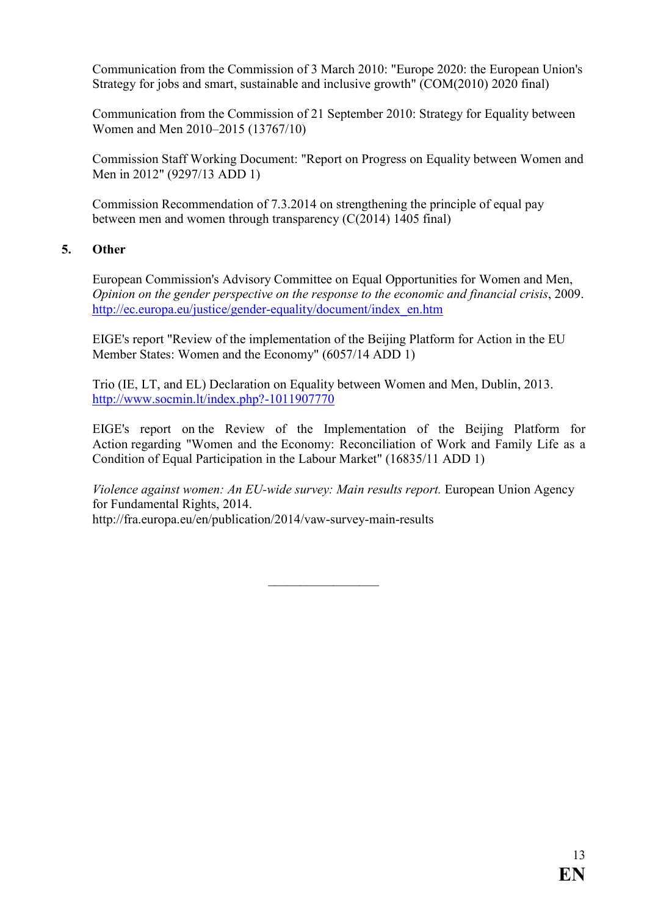Communication from the Commission of 3 March 2010: "Europe 2020: the European Union's Strategy for jobs and smart, sustainable and inclusive growth" (COM(2010) 2020 final)

Communication from the Commission of 21 September 2010: Strategy for Equality between Women and Men 2010–2015 (13767/10)

Commission Staff Working Document: "Report on Progress on Equality between Women and Men in 2012" (9297/13 ADD 1)

Commission Recommendation of 7.3.2014 on strengthening the principle of equal pay between men and women through transparency (C(2014) 1405 final)

## 5. Other

European Commission's Advisory Committee on Equal Opportunities for Women and Men, *Opinion on the gender perspective on the response to the economic and financial crisis*, 2009. http://ec.europa.eu/justice/gender-equality/document/index_en.htm

EIGE's report "Review of the implementation of the Beijing Platform for Action in the EU Member States: Women and the Economy" (6057/14 ADD 1)

Trio (IE, LT, and EL) Declaration on Equality between Women and Men, Dublin, 2013. http://www.socmin.lt/index.php?-1011907770

EIGE's report on the Review of the Implementation of the Beijing Platform for Action regarding "Women and the Economy: Reconciliation of Work and Family Life as a Condition of Equal Participation in the Labour Market" (16835/11 ADD 1)

*Violence against women: An EU-wide survey: Main results report.* European Union Agency for Fundamental Rights, 2014. http://fra.europa.eu/en/publication/2014/vaw-survey-main-results

---